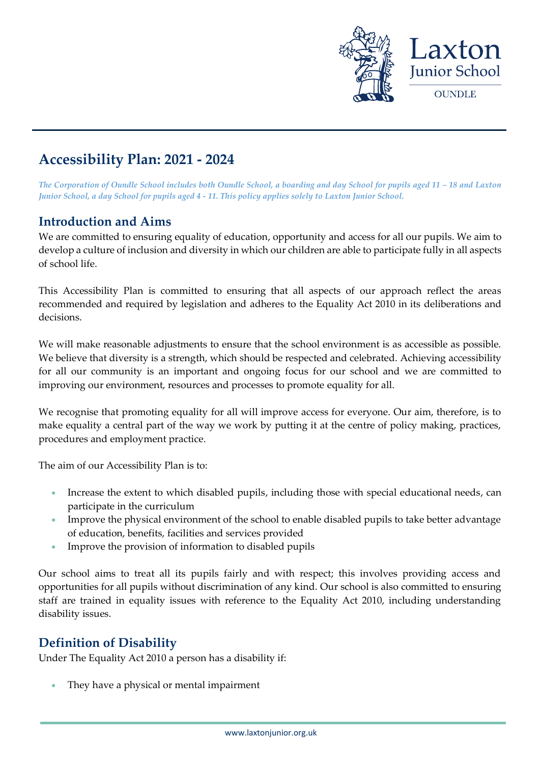# Accessibility Plan: 2021 - 2024

*The Corporation of Oundle School includes both Oundle School, a boarding and day School for pupils aged 11 – 18 and Laxton Junior School, a day School for pupils aged 4 - 11. This policy applies solely to Laxton Junior School.*

## Introduction and Aims

We are committed to ensuring equality of education, opportunity and access for all our pupils. We aim to develop a culture of inclusion and diversity in which our children are able to participate fully in all aspects of school life.

This Accessibility Plan is committed to ensuring that all aspects of our approach reflect the areas recommended and required by legislation and adheres to the Equality Act 2010 in its deliberations and decisions.

We will make reasonable adjustments to ensure that the school environment is as accessible as possible. We believe that diversity is a strength, which should be respected and celebrated. Achieving accessibility for all our community is an important and ongoing focus for our school and we are committed to improving our environment, resources and processes to promote equality for all.

We recognise that promoting equality for all will improve access for everyone. Our aim, therefore, is to make equality a central part of the way we work by putting it at the centre of policy making, practices, procedures and employment practice.

The aim of our Accessibility Plan is to:

- Increase the extent to which disabled pupils, including those with special educational needs, can participate in the curriculum
- Improve the physical environment of the school to enable disabled pupils to take better advantage of education, benefits, facilities and services provided
- Improve the provision of information to disabled pupils

Our school aims to treat all its pupils fairly and with respect; this involves providing access and opportunities for all pupils without discrimination of any kind. Our school is also committed to ensuring staff are trained in equality issues with reference to the Equality Act 2010, including understanding disability issues.

## Definition of Disability

Under The Equality Act 2010 a person has a disability if:

- They have a physical or mental impairment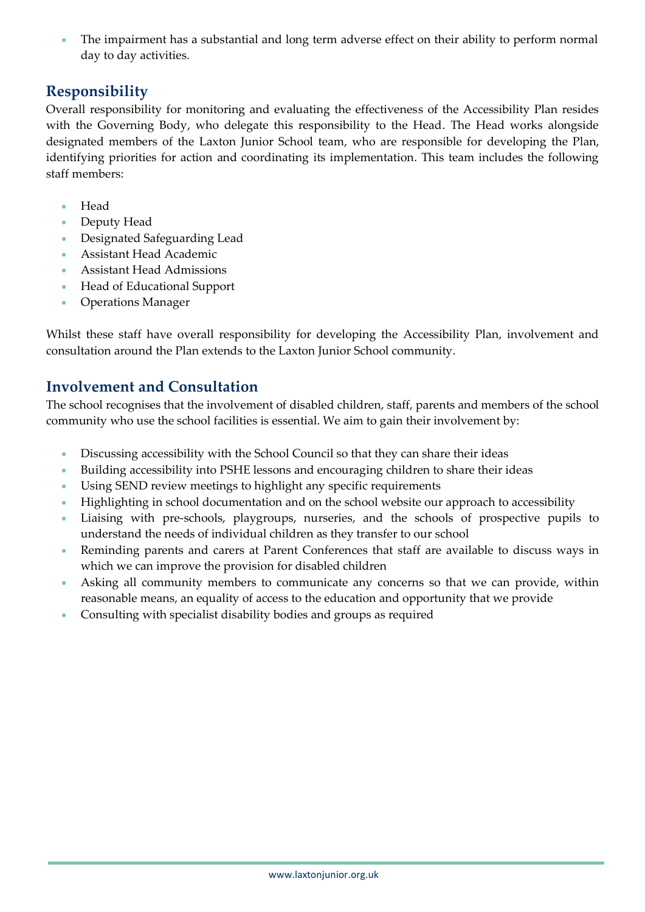- The impairment has a substantial and long term adverse effect on their ability to perform normal day to day activities.

## Responsibility

Overall responsibility for monitoring and evaluating the effectiveness of the Accessibility Plan resides with the Governing Body, who delegate this responsibility to the Head. The Head works alongside designated members of the Laxton Junior School team, who are responsible for developing the Plan, identifying priorities for action and coordinating its implementation. This team includes the following staff members:

- Head
- Deputy Head
- Designated Safeguarding Lead
- Assistant Head Academic
- Assistant Head Admissions
- Head of Educational Support
- Operations Manager

Whilst these staff have overall responsibility for developing the Accessibility Plan, involvement and consultation around the Plan extends to the Laxton Junior School community.

## Involvement and Consultation

The school recognises that the involvement of disabled children, staff, parents and members of the school community who use the school facilities is essential. We aim to gain their involvement by:

- Discussing accessibility with the School Council so that they can share their ideas
- Building accessibility into PSHE lessons and encouraging children to share their ideas
- Using SEND review meetings to highlight any specific requirements
- Highlighting in school documentation and on the school website our approach to accessibility
- Liaising with pre-schools, playgroups, nurseries, and the schools of prospective pupils to understand the needs of individual children as they transfer to our school
- Reminding parents and carers at Parent Conferences that staff are available to discuss ways in which we can improve the provision for disabled children
- Asking all community members to communicate any concerns so that we can provide, within reasonable means, an equality of access to the education and opportunity that we provide
- Consulting with specialist disability bodies and groups as required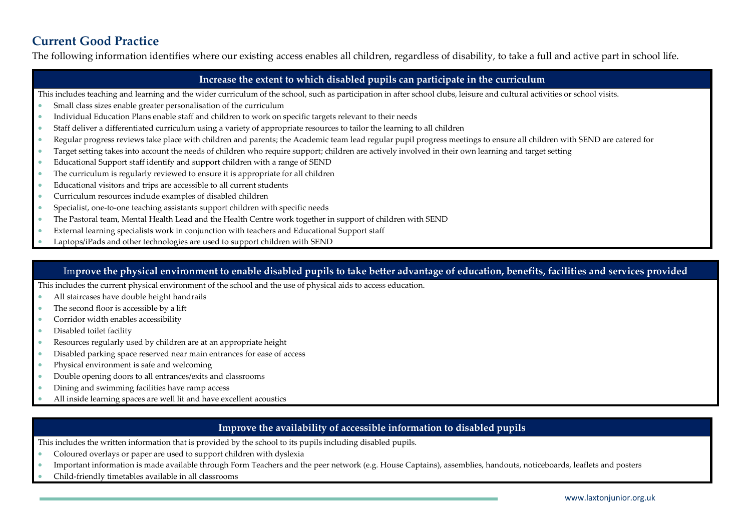## Current Good Practice

The following information identifies where our existing access enables all children, regardless of disability, to take a full and active part in school life.

### Increase the extent to which disabled pupils can participate in the curriculum

This includes teaching and learning and the wider curriculum of the school, such as participation in after school clubs, leisure and cultural activities or school visits.

- Small class sizes enable greater personalisation of the curriculum
- Individual Education Plans enable staff and children to work on specific targets relevant to their needs
- Staff deliver a differentiated curriculum using a variety of appropriate resources to tailor the learning to all children
- Regular progress reviews take place with children and parents; the Academic team lead regular pupil progress meetings to ensure all children with SEND are catered for
- Target setting takes into account the needs of children who require support; children are actively involved in their own learning and target setting
- Educational Support staff identify and support children with a range of SEND
- The curriculum is regularly reviewed to ensure it is appropriate for all children
- Educational visitors and trips are accessible to all current students
- Curriculum resources include examples of disabled children
- Specialist, one-to-one teaching assistants support children with specific needs
- The Pastoral team, Mental Health Lead and the Health Centre work together in support of children with SEND
- External learning specialists work in conjunction with teachers and Educational Support staff
- Laptops/iPads and other technologies are used to support children with SEND

### Improve the physical environment to enable disabled pupils to take better advantage of education, benefits, facilities and services provided

This includes the current physical environment of the school and the use of physical aids to access education.

- All staircases have double height handrails
- The second floor is accessible by a lift
- Corridor width enables accessibility
- Disabled toilet facility
- Resources regularly used by children are at an appropriate height
- Disabled parking space reserved near main entrances for ease of access
- Physical environment is safe and welcoming
- Double opening doors to all entrances/exits and classrooms
- Dining and swimming facilities have ramp access
- All inside learning spaces are well lit and have excellent acoustics

### Improve the availability of accessible information to disabled pupils

This includes the written information that is provided by the school to its pupils including disabled pupils.

- Coloured overlays or paper are used to support children with dyslexia
- Important information is made available through Form Teachers and the peer network (e.g. House Captains), assemblies, handouts, noticeboards, leaflets and posters
- Child-friendly timetables available in all classrooms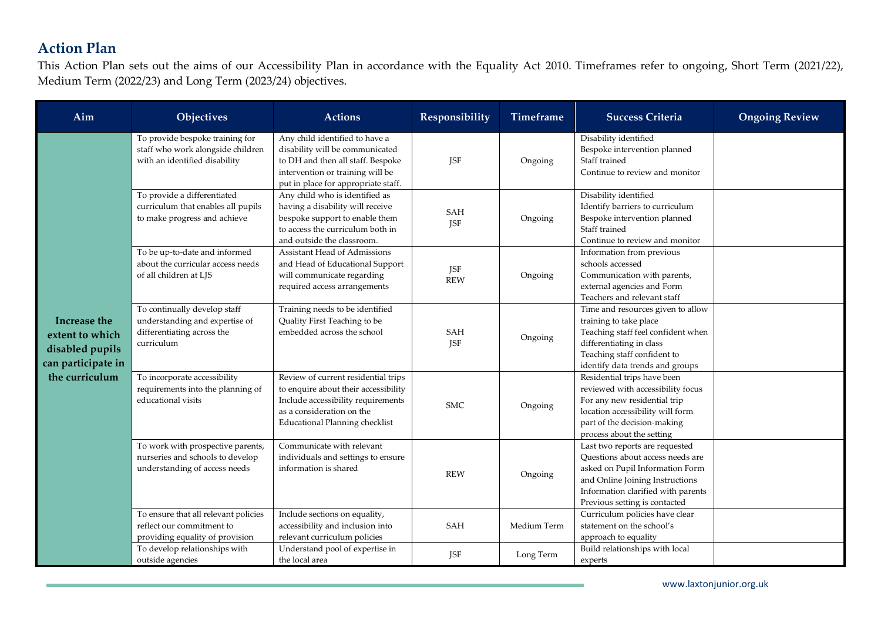## Action Plan

This Action Plan sets out the aims of our Accessibility Plan in accordance with the Equality Act 2010. Timeframes refer to ongoing, Short Term (2021/22), Medium Term (2022/23) and Long Term (2023/24) objectives.

| Aim | Objectives | Actions | Responsibility | Timeframe | Success Criteria | Ongoing Review |
|---|---|---|---|---|---|---|
| **Increase the extent to which disabled pupils can participate in the curriculum** | To provide bespoke training for staff who work alongside children with an identified disability | Any child identified to have a disability will be communicated to DH and then all staff. Bespoke intervention or training will be put in place for appropriate staff. | JSF | Ongoing | Disability identified<br>Bespoke intervention planned<br>Staff trained<br>Continue to review and monitor | |
| | To provide a differentiated curriculum that enables all pupils to make progress and achieve | Any child who is identified as having a disability will receive bespoke support to enable them to access the curriculum both in and outside the classroom. | SAH<br>JSF | Ongoing | Disability identified<br>Identify barriers to curriculum<br>Bespoke intervention planned<br>Staff trained<br>Continue to review and monitor | |
| | To be up-to-date and informed about the curricular access needs of all children at LJS | Assistant Head of Admissions and Head of Educational Support will communicate regarding required access arrangements | JSF<br>REW | Ongoing | Information from previous schools accessed<br>Communication with parents, external agencies and Form Teachers and relevant staff | |
| | To continually develop staff understanding and expertise of differentiating across the curriculum | Training needs to be identified<br>Quality First Teaching to be embedded across the school | SAH<br>JSF | Ongoing | Time and resources given to allow training to take place<br>Teaching staff feel confident when differentiating in class<br>Teaching staff confident to identify data trends and groups | |
| | To incorporate accessibility requirements into the planning of educational visits | Review of current residential trips to enquire about their accessibility<br>Include accessibility requirements as a consideration on the Educational Planning checklist | SMC | Ongoing | Residential trips have been reviewed with accessibility focus<br>For any new residential trip location accessibility will form part of the decision-making process about the setting | |
| | To work with prospective parents, nurseries and schools to develop understanding of access needs | Communicate with relevant individuals and settings to ensure information is shared | REW | Ongoing | Last two reports are requested<br>Questions about access needs are asked on Pupil Information Form and Online Joining Instructions<br>Information clarified with parents<br>Previous setting is contacted | |
| | To ensure that all relevant policies reflect our commitment to providing equality of provision | Include sections on equality, accessibility and inclusion into relevant curriculum policies | SAH | Medium Term | Curriculum policies have clear statement on the school's approach to equality | |
| | To develop relationships with outside agencies | Understand pool of expertise in the local area | JSF | Long Term | Build relationships with local experts | |

www.laxtonjunior.org.uk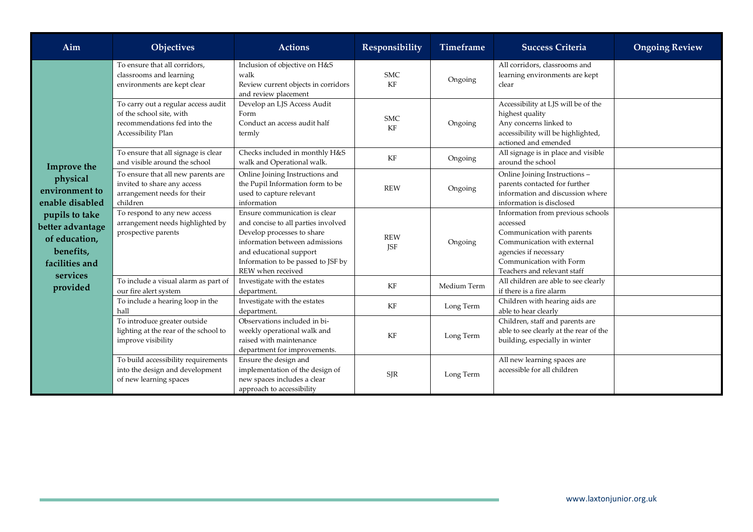| Aim | Objectives | Actions | Responsibility | Timeframe | Success Criteria | Ongoing Review |
|---|---|---|---|---|---|---|
| **Improve the physical environment to enable disabled pupils to take better advantage of education, benefits, facilities and services provided** | To ensure that all corridors, classrooms and learning environments are kept clear | Inclusion of objective on H&S walk<br>Review current objects in corridors and review placement | SMC<br>KF | Ongoing | All corridors, classrooms and learning environments are kept clear | |
| | To carry out a regular access audit of the school site, with recommendations fed into the Accessibility Plan | Develop an LJS Access Audit Form<br>Conduct an access audit half termly | SMC<br>KF | Ongoing | Accessibility at LJS will be of the highest quality<br>Any concerns linked to accessibility will be highlighted, actioned and emended | |
| | To ensure that all signage is clear and visible around the school | Checks included in monthly H&S walk and Operational walk. | KF | Ongoing | All signage is in place and visible around the school | |
| | To ensure that all new parents are invited to share any access arrangement needs for their children | Online Joining Instructions and the Pupil Information form to be used to capture relevant information | REW | Ongoing | Online Joining Instructions – parents contacted for further information and discussion where information is disclosed | |
| | To respond to any new access arrangement needs highlighted by prospective parents | Ensure communication is clear and concise to all parties involved<br>Develop processes to share information between admissions and educational support<br>Information to be passed to JSF by REW when received | REW<br>JSF | Ongoing | Information from previous schools accessed<br>Communication with parents<br>Communication with external agencies if necessary<br>Communication with Form Teachers and relevant staff | |
| | To include a visual alarm as part of our fire alert system | Investigate with the estates department. | KF | Medium Term | All children are able to see clearly if there is a fire alarm | |
| | To include a hearing loop in the hall | Investigate with the estates department. | KF | Long Term | Children with hearing aids are able to hear clearly | |
| | To introduce greater outside lighting at the rear of the school to improve visibility | Observations included in bi-weekly operational walk and raised with maintenance department for improvements. | KF | Long Term | Children, staff and parents are able to see clearly at the rear of the building, especially in winter | |
| | To build accessibility requirements into the design and development of new learning spaces | Ensure the design and implementation of the design of new spaces includes a clear approach to accessibility | SJR | Long Term | All new learning spaces are accessible for all children | |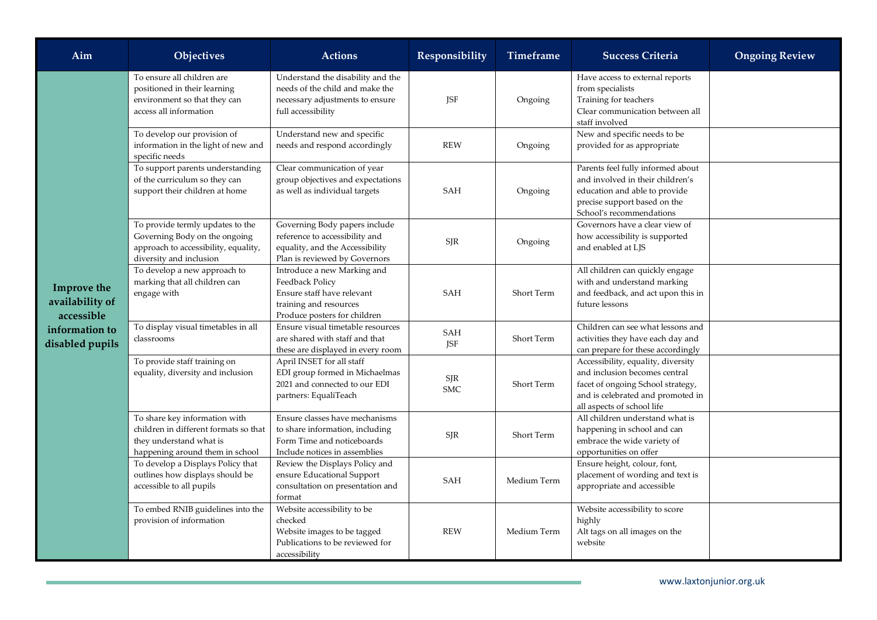| Aim | Objectives | Actions | Responsibility | Timeframe | Success Criteria | Ongoing Review |
|---|---|---|---|---|---|---|
| **Improve the availability of accessible information to disabled pupils** | To ensure all children are positioned in their learning environment so that they can access all information | Understand the disability and the needs of the child and make the necessary adjustments to ensure full accessibility | JSF | Ongoing | Have access to external reports from specialists<br>Training for teachers<br>Clear communication between all staff involved | |
| | To develop our provision of information in the light of new and specific needs | Understand new and specific needs and respond accordingly | REW | Ongoing | New and specific needs to be provided for as appropriate | |
| | To support parents understanding of the curriculum so they can support their children at home | Clear communication of year group objectives and expectations as well as individual targets | SAH | Ongoing | Parents feel fully informed about and involved in their children's education and able to provide precise support based on the School's recommendations | |
| | To provide termly updates to the Governing Body on the ongoing approach to accessibility, equality, diversity and inclusion | Governing Body papers include reference to accessibility and equality, and the Accessibility Plan is reviewed by Governors | SJR | Ongoing | Governors have a clear view of how accessibility is supported and enabled at LJS | |
| | To develop a new approach to marking that all children can engage with | Introduce a new Marking and Feedback Policy<br>Ensure staff have relevant training and resources<br>Produce posters for children | SAH | Short Term | All children can quickly engage with and understand marking and feedback, and act upon this in future lessons | |
| | To display visual timetables in all classrooms | Ensure visual timetable resources are shared with staff and that these are displayed in every room | SAH<br>JSF | Short Term | Children can see what lessons and activities they have each day and can prepare for these accordingly | |
| | To provide staff training on equality, diversity and inclusion | April INSET for all staff<br>EDI group formed in Michaelmas 2021 and connected to our EDI partners: EqualiTeach | SJR<br>SMC | Short Term | Accessibility, equality, diversity and inclusion becomes central facet of ongoing School strategy, and is celebrated and promoted in all aspects of school life | |
| | To share key information with children in different formats so that they understand what is happening around them in school | Ensure classes have mechanisms to share information, including Form Time and noticeboards<br>Include notices in assemblies | SJR | Short Term | All children understand what is happening in school and can embrace the wide variety of opportunities on offer | |
| | To develop a Displays Policy that outlines how displays should be accessible to all pupils | Review the Displays Policy and ensure Educational Support consultation on presentation and format | SAH | Medium Term | Ensure height, colour, font, placement of wording and text is appropriate and accessible | |
| | To embed RNIB guidelines into the provision of information | Website accessibility to be checked<br>Website images to be tagged<br>Publications to be reviewed for accessibility | REW | Medium Term | Website accessibility to score highly<br>Alt tags on all images on the website | |

www.laxtonjunior.org.uk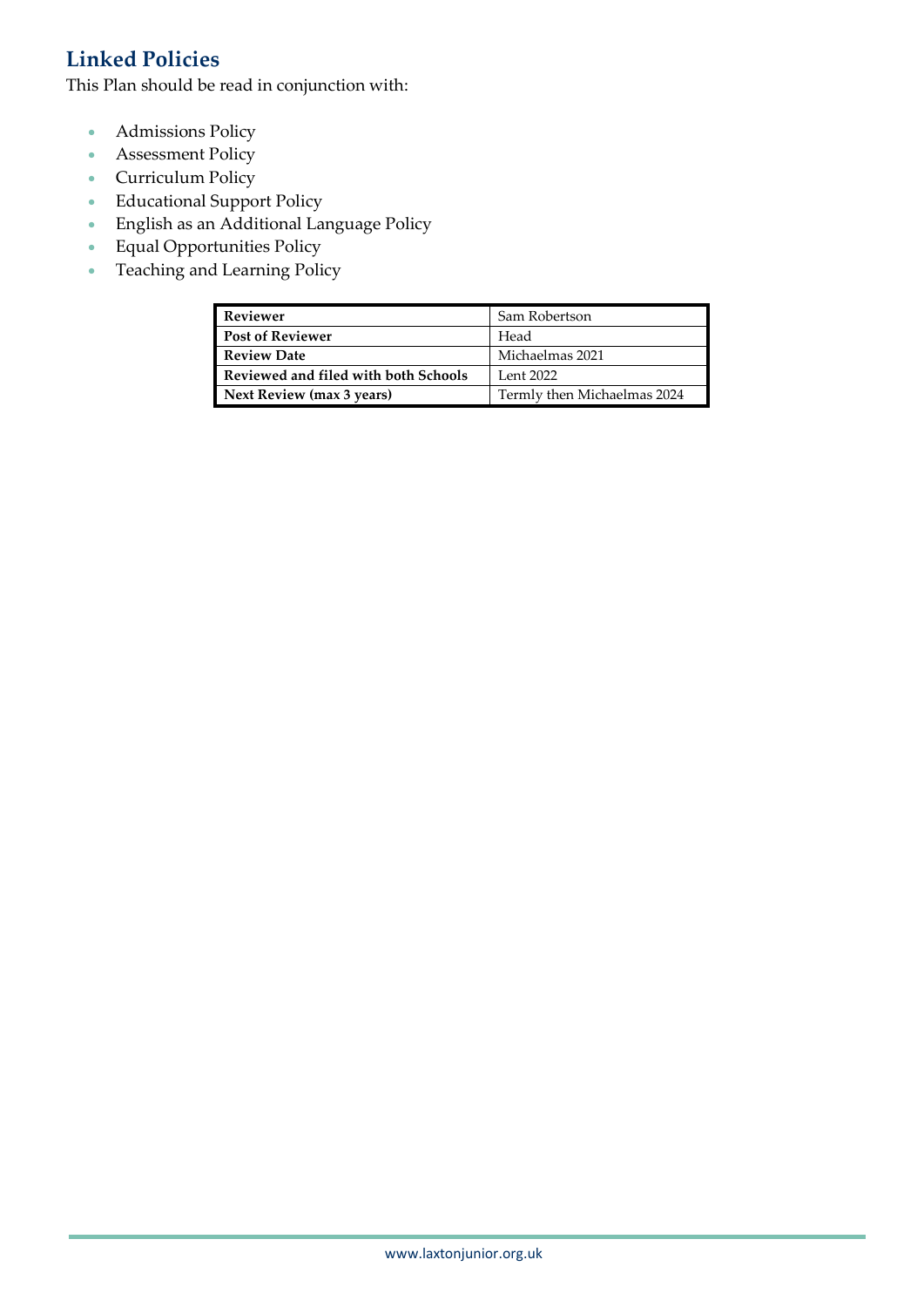## Linked Policies

This Plan should be read in conjunction with:

- Admissions Policy
- Assessment Policy
- Curriculum Policy
- Educational Support Policy
- English as an Additional Language Policy
- Equal Opportunities Policy
- Teaching and Learning Policy

| | |
|---|---|
| **Reviewer** | Sam Robertson |
| **Post of Reviewer** | Head |
| **Review Date** | Michaelmas 2021 |
| **Reviewed and filed with both Schools** | Lent 2022 |
| **Next Review (max 3 years)** | Termly then Michaelmas 2024 |